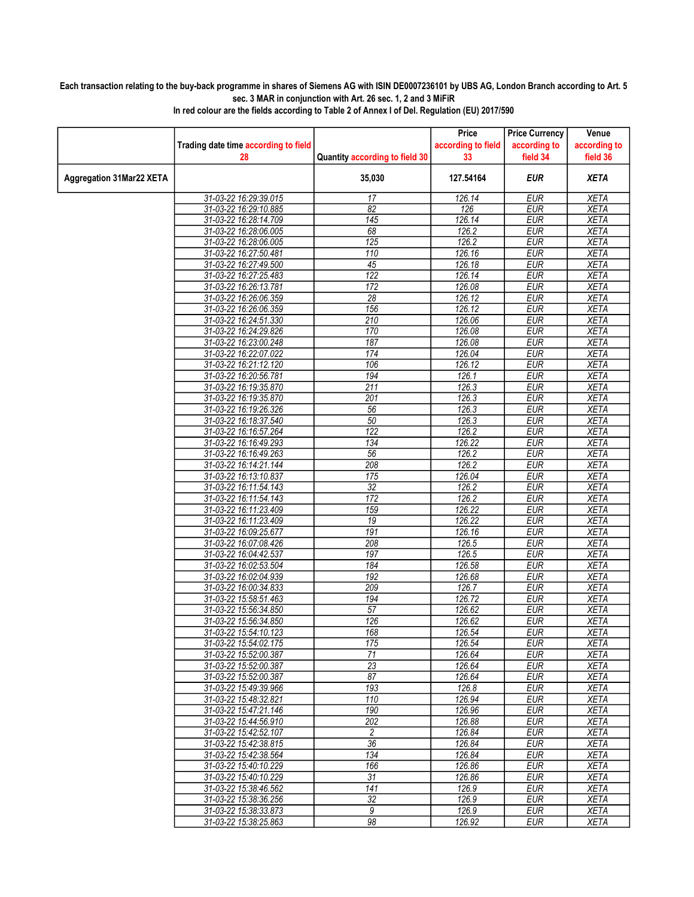**Each transaction relating to the buy-back programme in shares of Siemens AG with ISIN DE0007236101 by UBS AG, London Branch according to Art. 5 sec. 3 MAR in conjunction with Art. 26 sec. 1, 2 and 3 MiFiR**

**In red colour are the fields according to Table 2 of Annex I of Del. Regulation (EU) 2017/590**

| | Trading date time according to field 28 | Quantity according to field 30 | Price according to field 33 | Price Currency according to field 34 | Venue according to field 36 |
|---|---|---|---|---|---|
| **Aggregation 31Mar22 XETA** | | **35,030** | **127.54164** | ***EUR*** | ***XETA*** |
| | 31-03-22 16:29:39.015 | 17 | 126.14 | EUR | XETA |
| | 31-03-22 16:29:10.885 | 82 | 126 | EUR | XETA |
| | 31-03-22 16:28:14.709 | 145 | 126.14 | EUR | XETA |
| | 31-03-22 16:28:06.005 | 68 | 126.2 | EUR | XETA |
| | 31-03-22 16:28:06.005 | 125 | 126.2 | EUR | XETA |
| | 31-03-22 16:27:50.481 | 110 | 126.16 | EUR | XETA |
| | 31-03-22 16:27:49.500 | 45 | 126.18 | EUR | XETA |
| | 31-03-22 16:27:25.483 | 122 | 126.14 | EUR | XETA |
| | 31-03-22 16:26:13.781 | 172 | 126.08 | EUR | XETA |
| | 31-03-22 16:26:06.359 | 28 | 126.12 | EUR | XETA |
| | 31-03-22 16:26:06.359 | 156 | 126.12 | EUR | XETA |
| | 31-03-22 16:24:51.330 | 210 | 126.06 | EUR | XETA |
| | 31-03-22 16:24:29.826 | 170 | 126.08 | EUR | XETA |
| | 31-03-22 16:23:00.248 | 187 | 126.08 | EUR | XETA |
| | 31-03-22 16:22:07.022 | 174 | 126.04 | EUR | XETA |
| | 31-03-22 16:21:12.120 | 106 | 126.12 | EUR | XETA |
| | 31-03-22 16:20:56.781 | 194 | 126.1 | EUR | XETA |
| | 31-03-22 16:19:35.870 | 211 | 126.3 | EUR | XETA |
| | 31-03-22 16:19:35.870 | 201 | 126.3 | EUR | XETA |
| | 31-03-22 16:19:26.326 | 56 | 126.3 | EUR | XETA |
| | 31-03-22 16:18:37.540 | 50 | 126.3 | EUR | XETA |
| | 31-03-22 16:16:57.264 | 122 | 126.2 | EUR | XETA |
| | 31-03-22 16:16:49.293 | 134 | 126.22 | EUR | XETA |
| | 31-03-22 16:16:49.263 | 56 | 126.2 | EUR | XETA |
| | 31-03-22 16:14:21.144 | 208 | 126.2 | EUR | XETA |
| | 31-03-22 16:13:10.837 | 175 | 126.04 | EUR | XETA |
| | 31-03-22 16:11:54.143 | 32 | 126.2 | EUR | XETA |
| | 31-03-22 16:11:54.143 | 172 | 126.2 | EUR | XETA |
| | 31-03-22 16:11:23.409 | 159 | 126.22 | EUR | XETA |
| | 31-03-22 16:11:23.409 | 19 | 126.22 | EUR | XETA |
| | 31-03-22 16:09:25.677 | 191 | 126.16 | EUR | XETA |
| | 31-03-22 16:07:08.426 | 208 | 126.5 | EUR | XETA |
| | 31-03-22 16:04:42.537 | 197 | 126.5 | EUR | XETA |
| | 31-03-22 16:02:53.504 | 184 | 126.58 | EUR | XETA |
| | 31-03-22 16:02:04.939 | 192 | 126.68 | EUR | XETA |
| | 31-03-22 16:00:34.833 | 209 | 126.7 | EUR | XETA |
| | 31-03-22 15:58:51.463 | 194 | 126.72 | EUR | XETA |
| | 31-03-22 15:56:34.850 | 57 | 126.62 | EUR | XETA |
| | 31-03-22 15:56:34.850 | 126 | 126.62 | EUR | XETA |
| | 31-03-22 15:54:10.123 | 168 | 126.54 | EUR | XETA |
| | 31-03-22 15:54:02.175 | 175 | 126.54 | EUR | XETA |
| | 31-03-22 15:52:00.387 | 71 | 126.64 | EUR | XETA |
| | 31-03-22 15:52:00.387 | 23 | 126.64 | EUR | XETA |
| | 31-03-22 15:52:00.387 | 87 | 126.64 | EUR | XETA |
| | 31-03-22 15:49:39.966 | 193 | 126.8 | EUR | XETA |
| | 31-03-22 15:48:32.821 | 110 | 126.94 | EUR | XETA |
| | 31-03-22 15:47:21.146 | 190 | 126.96 | EUR | XETA |
| | 31-03-22 15:44:56.910 | 202 | 126.88 | EUR | XETA |
| | 31-03-22 15:42:52.107 | 2 | 126.84 | EUR | XETA |
| | 31-03-22 15:42:38.815 | 36 | 126.84 | EUR | XETA |
| | 31-03-22 15:42:38.564 | 134 | 126.84 | EUR | XETA |
| | 31-03-22 15:40:10.229 | 166 | 126.86 | EUR | XETA |
| | 31-03-22 15:40:10.229 | 31 | 126.86 | EUR | XETA |
| | 31-03-22 15:38:46.562 | 141 | 126.9 | EUR | XETA |
| | 31-03-22 15:38:36.256 | 32 | 126.9 | EUR | XETA |
| | 31-03-22 15:38:33.873 | 9 | 126.9 | EUR | XETA |
| | 31-03-22 15:38:25.863 | 98 | 126.92 | EUR | XETA |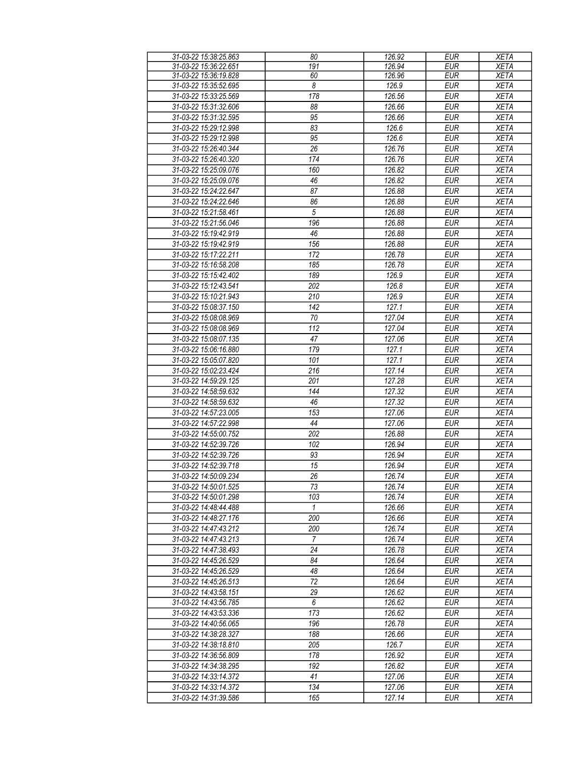| 31-03-22 15:38:25.863 | 80 | 126.92 | EUR | XETA |
|---|---|---|---|---|
| 31-03-22 15:36:22.651 | 191 | 126.94 | EUR | XETA |
| 31-03-22 15:36:19.828 | 60 | 126.96 | EUR | XETA |
| 31-03-22 15:35:52.695 | 8 | 126.9 | EUR | XETA |
| 31-03-22 15:33:25.569 | 178 | 126.56 | EUR | XETA |
| 31-03-22 15:31:32.606 | 88 | 126.66 | EUR | XETA |
| 31-03-22 15:31:32.595 | 95 | 126.66 | EUR | XETA |
| 31-03-22 15:29:12.998 | 83 | 126.6 | EUR | XETA |
| 31-03-22 15:29:12.998 | 95 | 126.6 | EUR | XETA |
| 31-03-22 15:26:40.344 | 26 | 126.76 | EUR | XETA |
| 31-03-22 15:26:40.320 | 174 | 126.76 | EUR | XETA |
| 31-03-22 15:25:09.076 | 160 | 126.82 | EUR | XETA |
| 31-03-22 15:25:09.076 | 46 | 126.82 | EUR | XETA |
| 31-03-22 15:24:22.647 | 87 | 126.88 | EUR | XETA |
| 31-03-22 15:24:22.646 | 86 | 126.88 | EUR | XETA |
| 31-03-22 15:21:58.461 | 5 | 126.88 | EUR | XETA |
| 31-03-22 15:21:56.046 | 196 | 126.88 | EUR | XETA |
| 31-03-22 15:19:42.919 | 46 | 126.88 | EUR | XETA |
| 31-03-22 15:19:42.919 | 156 | 126.88 | EUR | XETA |
| 31-03-22 15:17:22.211 | 172 | 126.78 | EUR | XETA |
| 31-03-22 15:16:58.208 | 185 | 126.78 | EUR | XETA |
| 31-03-22 15:15:42.402 | 189 | 126.9 | EUR | XETA |
| 31-03-22 15:12:43.541 | 202 | 126.8 | EUR | XETA |
| 31-03-22 15:10:21.943 | 210 | 126.9 | EUR | XETA |
| 31-03-22 15:08:37.150 | 142 | 127.1 | EUR | XETA |
| 31-03-22 15:08:08.969 | 70 | 127.04 | EUR | XETA |
| 31-03-22 15:08:08.969 | 112 | 127.04 | EUR | XETA |
| 31-03-22 15:08:07.135 | 47 | 127.06 | EUR | XETA |
| 31-03-22 15:06:16.880 | 179 | 127.1 | EUR | XETA |
| 31-03-22 15:05:07.820 | 101 | 127.1 | EUR | XETA |
| 31-03-22 15:02:23.424 | 216 | 127.14 | EUR | XETA |
| 31-03-22 14:59:29.125 | 201 | 127.28 | EUR | XETA |
| 31-03-22 14:58:59.632 | 144 | 127.32 | EUR | XETA |
| 31-03-22 14:58:59.632 | 46 | 127.32 | EUR | XETA |
| 31-03-22 14:57:23.005 | 153 | 127.06 | EUR | XETA |
| 31-03-22 14:57:22.998 | 44 | 127.06 | EUR | XETA |
| 31-03-22 14:55:00.752 | 202 | 126.88 | EUR | XETA |
| 31-03-22 14:52:39.726 | 102 | 126.94 | EUR | XETA |
| 31-03-22 14:52:39.726 | 93 | 126.94 | EUR | XETA |
| 31-03-22 14:52:39.718 | 15 | 126.94 | EUR | XETA |
| 31-03-22 14:50:09.234 | 26 | 126.74 | EUR | XETA |
| 31-03-22 14:50:01.525 | 73 | 126.74 | EUR | XETA |
| 31-03-22 14:50:01.298 | 103 | 126.74 | EUR | XETA |
| 31-03-22 14:48:44.488 | 1 | 126.66 | EUR | XETA |
| 31-03-22 14:48:27.176 | 200 | 126.66 | EUR | XETA |
| 31-03-22 14:47:43.212 | 200 | 126.74 | EUR | XETA |
| 31-03-22 14:47:43.213 | 7 | 126.74 | EUR | XETA |
| 31-03-22 14:47:38.493 | 24 | 126.78 | EUR | XETA |
| 31-03-22 14:45:26.529 | 84 | 126.64 | EUR | XETA |
| 31-03-22 14:45:26.529 | 48 | 126.64 | EUR | XETA |
| 31-03-22 14:45:26.513 | 72 | 126.64 | EUR | XETA |
| 31-03-22 14:43:58.151 | 29 | 126.62 | EUR | XETA |
| 31-03-22 14:43:56.785 | 6 | 126.62 | EUR | XETA |
| 31-03-22 14:43:53.336 | 173 | 126.62 | EUR | XETA |
| 31-03-22 14:40:56.065 | 196 | 126.78 | EUR | XETA |
| 31-03-22 14:38:28.327 | 188 | 126.66 | EUR | XETA |
| 31-03-22 14:38:18.810 | 205 | 126.7 | EUR | XETA |
| 31-03-22 14:36:56.809 | 178 | 126.92 | EUR | XETA |
| 31-03-22 14:34:38.295 | 192 | 126.82 | EUR | XETA |
| 31-03-22 14:33:14.372 | 41 | 127.06 | EUR | XETA |
| 31-03-22 14:33:14.372 | 134 | 127.06 | EUR | XETA |
| 31-03-22 14:31:39.586 | 165 | 127.14 | EUR | XETA |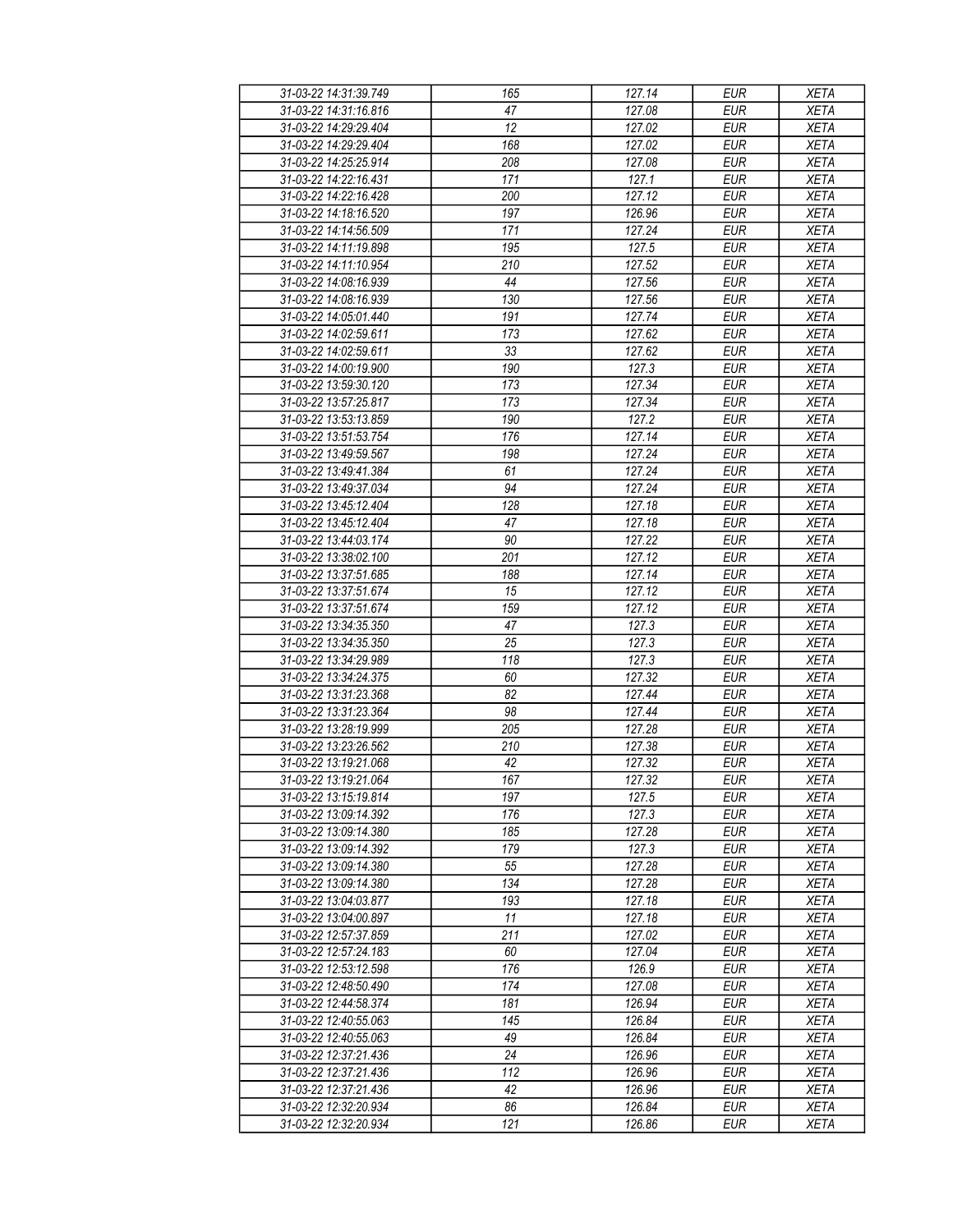| 31-03-22 14:31:39.749 | 165 | 127.14 | EUR | XETA |
|---|---|---|---|---|
| 31-03-22 14:31:16.816 | 47 | 127.08 | EUR | XETA |
| 31-03-22 14:29:29.404 | 12 | 127.02 | EUR | XETA |
| 31-03-22 14:29:29.404 | 168 | 127.02 | EUR | XETA |
| 31-03-22 14:25:25.914 | 208 | 127.08 | EUR | XETA |
| 31-03-22 14:22:16.431 | 171 | 127.1 | EUR | XETA |
| 31-03-22 14:22:16.428 | 200 | 127.12 | EUR | XETA |
| 31-03-22 14:18:16.520 | 197 | 126.96 | EUR | XETA |
| 31-03-22 14:14:56.509 | 171 | 127.24 | EUR | XETA |
| 31-03-22 14:11:19.898 | 195 | 127.5 | EUR | XETA |
| 31-03-22 14:11:10.954 | 210 | 127.52 | EUR | XETA |
| 31-03-22 14:08:16.939 | 44 | 127.56 | EUR | XETA |
| 31-03-22 14:08:16.939 | 130 | 127.56 | EUR | XETA |
| 31-03-22 14:05:01.440 | 191 | 127.74 | EUR | XETA |
| 31-03-22 14:02:59.611 | 173 | 127.62 | EUR | XETA |
| 31-03-22 14:02:59.611 | 33 | 127.62 | EUR | XETA |
| 31-03-22 14:00:19.900 | 190 | 127.3 | EUR | XETA |
| 31-03-22 13:59:30.120 | 173 | 127.34 | EUR | XETA |
| 31-03-22 13:57:25.817 | 173 | 127.34 | EUR | XETA |
| 31-03-22 13:53:13.859 | 190 | 127.2 | EUR | XETA |
| 31-03-22 13:51:53.754 | 176 | 127.14 | EUR | XETA |
| 31-03-22 13:49:59.567 | 198 | 127.24 | EUR | XETA |
| 31-03-22 13:49:41.384 | 61 | 127.24 | EUR | XETA |
| 31-03-22 13:49:37.034 | 94 | 127.24 | EUR | XETA |
| 31-03-22 13:45:12.404 | 128 | 127.18 | EUR | XETA |
| 31-03-22 13:45:12.404 | 47 | 127.18 | EUR | XETA |
| 31-03-22 13:44:03.174 | 90 | 127.22 | EUR | XETA |
| 31-03-22 13:38:02.100 | 201 | 127.12 | EUR | XETA |
| 31-03-22 13:37:51.685 | 188 | 127.14 | EUR | XETA |
| 31-03-22 13:37:51.674 | 15 | 127.12 | EUR | XETA |
| 31-03-22 13:37:51.674 | 159 | 127.12 | EUR | XETA |
| 31-03-22 13:34:35.350 | 47 | 127.3 | EUR | XETA |
| 31-03-22 13:34:35.350 | 25 | 127.3 | EUR | XETA |
| 31-03-22 13:34:29.989 | 118 | 127.3 | EUR | XETA |
| 31-03-22 13:34:24.375 | 60 | 127.32 | EUR | XETA |
| 31-03-22 13:31:23.368 | 82 | 127.44 | EUR | XETA |
| 31-03-22 13:31:23.364 | 98 | 127.44 | EUR | XETA |
| 31-03-22 13:28:19.999 | 205 | 127.28 | EUR | XETA |
| 31-03-22 13:23:26.562 | 210 | 127.38 | EUR | XETA |
| 31-03-22 13:19:21.068 | 42 | 127.32 | EUR | XETA |
| 31-03-22 13:19:21.064 | 167 | 127.32 | EUR | XETA |
| 31-03-22 13:15:19.814 | 197 | 127.5 | EUR | XETA |
| 31-03-22 13:09:14.392 | 176 | 127.3 | EUR | XETA |
| 31-03-22 13:09:14.380 | 185 | 127.28 | EUR | XETA |
| 31-03-22 13:09:14.392 | 179 | 127.3 | EUR | XETA |
| 31-03-22 13:09:14.380 | 55 | 127.28 | EUR | XETA |
| 31-03-22 13:09:14.380 | 134 | 127.28 | EUR | XETA |
| 31-03-22 13:04:03.877 | 193 | 127.18 | EUR | XETA |
| 31-03-22 13:04:00.897 | 11 | 127.18 | EUR | XETA |
| 31-03-22 12:57:37.859 | 211 | 127.02 | EUR | XETA |
| 31-03-22 12:57:24.183 | 60 | 127.04 | EUR | XETA |
| 31-03-22 12:53:12.598 | 176 | 126.9 | EUR | XETA |
| 31-03-22 12:48:50.490 | 174 | 127.08 | EUR | XETA |
| 31-03-22 12:44:58.374 | 181 | 126.94 | EUR | XETA |
| 31-03-22 12:40:55.063 | 145 | 126.84 | EUR | XETA |
| 31-03-22 12:40:55.063 | 49 | 126.84 | EUR | XETA |
| 31-03-22 12:37:21.436 | 24 | 126.96 | EUR | XETA |
| 31-03-22 12:37:21.436 | 112 | 126.96 | EUR | XETA |
| 31-03-22 12:37:21.436 | 42 | 126.96 | EUR | XETA |
| 31-03-22 12:32:20.934 | 86 | 126.84 | EUR | XETA |
| 31-03-22 12:32:20.934 | 121 | 126.86 | EUR | XETA |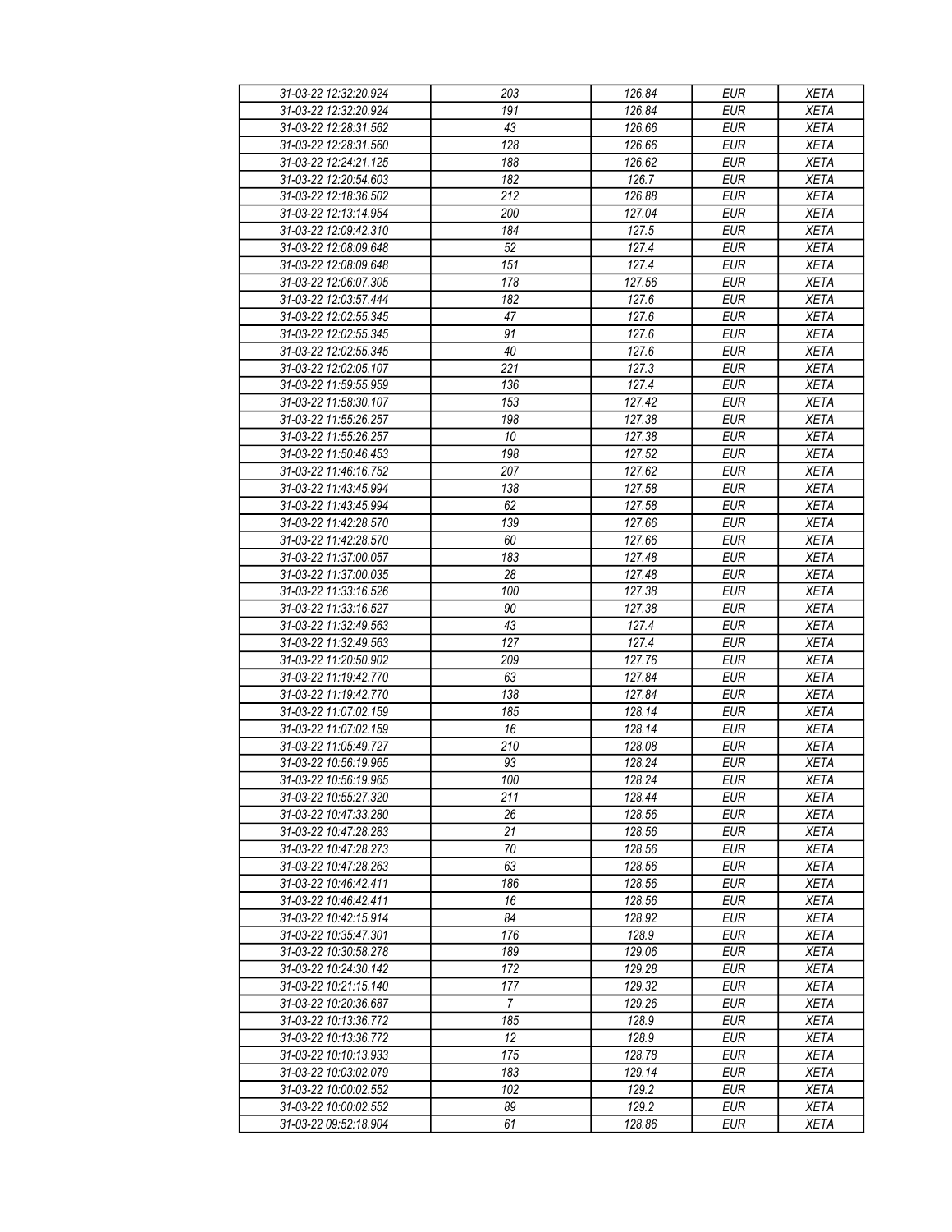| 31-03-22 12:32:20.924 | 203 | 126.84 | EUR | XETA |
|---|---|---|---|---|
| 31-03-22 12:32:20.924 | 191 | 126.84 | EUR | XETA |
| 31-03-22 12:28:31.562 | 43 | 126.66 | EUR | XETA |
| 31-03-22 12:28:31.560 | 128 | 126.66 | EUR | XETA |
| 31-03-22 12:24:21.125 | 188 | 126.62 | EUR | XETA |
| 31-03-22 12:20:54.603 | 182 | 126.7 | EUR | XETA |
| 31-03-22 12:18:36.502 | 212 | 126.88 | EUR | XETA |
| 31-03-22 12:13:14.954 | 200 | 127.04 | EUR | XETA |
| 31-03-22 12:09:42.310 | 184 | 127.5 | EUR | XETA |
| 31-03-22 12:08:09.648 | 52 | 127.4 | EUR | XETA |
| 31-03-22 12:08:09.648 | 151 | 127.4 | EUR | XETA |
| 31-03-22 12:06:07.305 | 178 | 127.56 | EUR | XETA |
| 31-03-22 12:03:57.444 | 182 | 127.6 | EUR | XETA |
| 31-03-22 12:02:55.345 | 47 | 127.6 | EUR | XETA |
| 31-03-22 12:02:55.345 | 91 | 127.6 | EUR | XETA |
| 31-03-22 12:02:55.345 | 40 | 127.6 | EUR | XETA |
| 31-03-22 12:02:05.107 | 221 | 127.3 | EUR | XETA |
| 31-03-22 11:59:55.959 | 136 | 127.4 | EUR | XETA |
| 31-03-22 11:58:30.107 | 153 | 127.42 | EUR | XETA |
| 31-03-22 11:55:26.257 | 198 | 127.38 | EUR | XETA |
| 31-03-22 11:55:26.257 | 10 | 127.38 | EUR | XETA |
| 31-03-22 11:50:46.453 | 198 | 127.52 | EUR | XETA |
| 31-03-22 11:46:16.752 | 207 | 127.62 | EUR | XETA |
| 31-03-22 11:43:45.994 | 138 | 127.58 | EUR | XETA |
| 31-03-22 11:43:45.994 | 62 | 127.58 | EUR | XETA |
| 31-03-22 11:42:28.570 | 139 | 127.66 | EUR | XETA |
| 31-03-22 11:42:28.570 | 60 | 127.66 | EUR | XETA |
| 31-03-22 11:37:00.057 | 183 | 127.48 | EUR | XETA |
| 31-03-22 11:37:00.035 | 28 | 127.48 | EUR | XETA |
| 31-03-22 11:33:16.526 | 100 | 127.38 | EUR | XETA |
| 31-03-22 11:33:16.527 | 90 | 127.38 | EUR | XETA |
| 31-03-22 11:32:49.563 | 43 | 127.4 | EUR | XETA |
| 31-03-22 11:32:49.563 | 127 | 127.4 | EUR | XETA |
| 31-03-22 11:20:50.902 | 209 | 127.76 | EUR | XETA |
| 31-03-22 11:19:42.770 | 63 | 127.84 | EUR | XETA |
| 31-03-22 11:19:42.770 | 138 | 127.84 | EUR | XETA |
| 31-03-22 11:07:02.159 | 185 | 128.14 | EUR | XETA |
| 31-03-22 11:07:02.159 | 16 | 128.14 | EUR | XETA |
| 31-03-22 11:05:49.727 | 210 | 128.08 | EUR | XETA |
| 31-03-22 10:56:19.965 | 93 | 128.24 | EUR | XETA |
| 31-03-22 10:56:19.965 | 100 | 128.24 | EUR | XETA |
| 31-03-22 10:55:27.320 | 211 | 128.44 | EUR | XETA |
| 31-03-22 10:47:33.280 | 26 | 128.56 | EUR | XETA |
| 31-03-22 10:47:28.283 | 21 | 128.56 | EUR | XETA |
| 31-03-22 10:47:28.273 | 70 | 128.56 | EUR | XETA |
| 31-03-22 10:47:28.263 | 63 | 128.56 | EUR | XETA |
| 31-03-22 10:46:42.411 | 186 | 128.56 | EUR | XETA |
| 31-03-22 10:46:42.411 | 16 | 128.56 | EUR | XETA |
| 31-03-22 10:42:15.914 | 84 | 128.92 | EUR | XETA |
| 31-03-22 10:35:47.301 | 176 | 128.9 | EUR | XETA |
| 31-03-22 10:30:58.278 | 189 | 129.06 | EUR | XETA |
| 31-03-22 10:24:30.142 | 172 | 129.28 | EUR | XETA |
| 31-03-22 10:21:15.140 | 177 | 129.32 | EUR | XETA |
| 31-03-22 10:20:36.687 | 7 | 129.26 | EUR | XETA |
| 31-03-22 10:13:36.772 | 185 | 128.9 | EUR | XETA |
| 31-03-22 10:13:36.772 | 12 | 128.9 | EUR | XETA |
| 31-03-22 10:10:13.933 | 175 | 128.78 | EUR | XETA |
| 31-03-22 10:03:02.079 | 183 | 129.14 | EUR | XETA |
| 31-03-22 10:00:02.552 | 102 | 129.2 | EUR | XETA |
| 31-03-22 10:00:02.552 | 89 | 129.2 | EUR | XETA |
| 31-03-22 09:52:18.904 | 61 | 128.86 | EUR | XETA |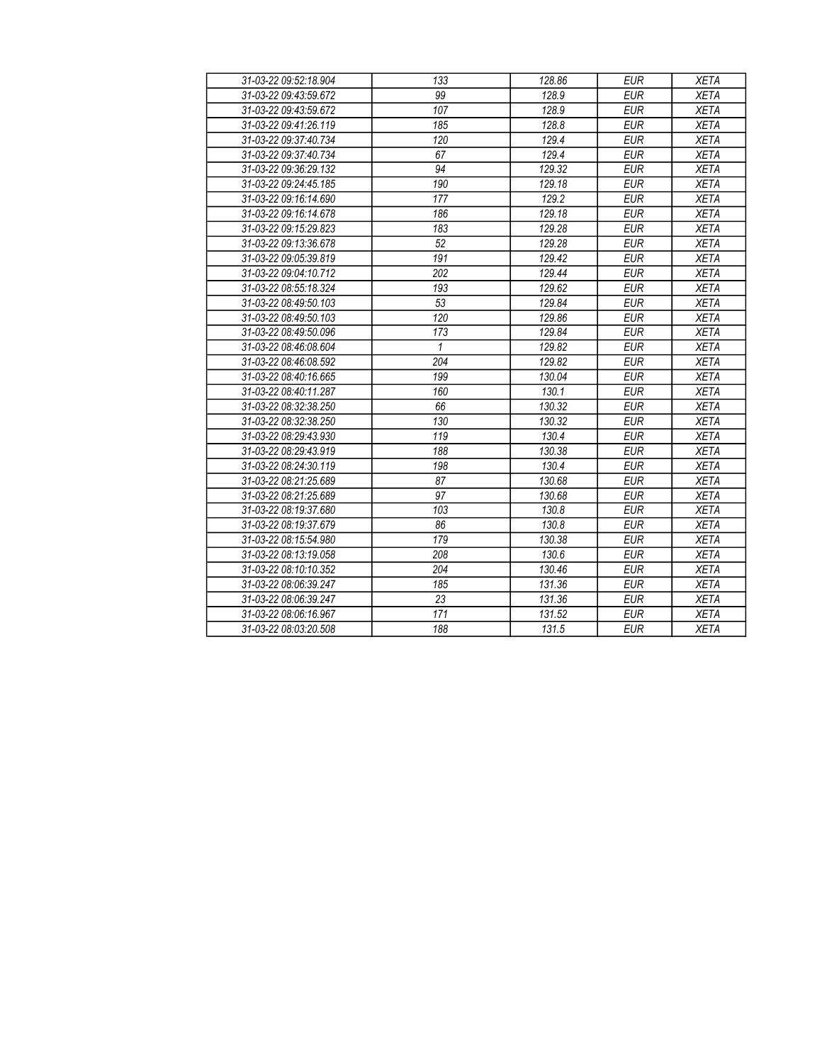| | | | | |
|---|---|---|---|---|
| *31-03-22 09:52:18.904* | *133* | *128.86* | *EUR* | *XETA* |
| *31-03-22 09:43:59.672* | *99* | *128.9* | *EUR* | *XETA* |
| *31-03-22 09:43:59.672* | *107* | *128.9* | *EUR* | *XETA* |
| *31-03-22 09:41:26.119* | *185* | *128.8* | *EUR* | *XETA* |
| *31-03-22 09:37:40.734* | *120* | *129.4* | *EUR* | *XETA* |
| *31-03-22 09:37:40.734* | *67* | *129.4* | *EUR* | *XETA* |
| *31-03-22 09:36:29.132* | *94* | *129.32* | *EUR* | *XETA* |
| *31-03-22 09:24:45.185* | *190* | *129.18* | *EUR* | *XETA* |
| *31-03-22 09:16:14.690* | *177* | *129.2* | *EUR* | *XETA* |
| *31-03-22 09:16:14.678* | *186* | *129.18* | *EUR* | *XETA* |
| *31-03-22 09:15:29.823* | *183* | *129.28* | *EUR* | *XETA* |
| *31-03-22 09:13:36.678* | *52* | *129.28* | *EUR* | *XETA* |
| *31-03-22 09:05:39.819* | *191* | *129.42* | *EUR* | *XETA* |
| *31-03-22 09:04:10.712* | *202* | *129.44* | *EUR* | *XETA* |
| *31-03-22 08:55:18.324* | *193* | *129.62* | *EUR* | *XETA* |
| *31-03-22 08:49:50.103* | *53* | *129.84* | *EUR* | *XETA* |
| *31-03-22 08:49:50.103* | *120* | *129.86* | *EUR* | *XETA* |
| *31-03-22 08:49:50.096* | *173* | *129.84* | *EUR* | *XETA* |
| *31-03-22 08:46:08.604* | *1* | *129.82* | *EUR* | *XETA* |
| *31-03-22 08:46:08.592* | *204* | *129.82* | *EUR* | *XETA* |
| *31-03-22 08:40:16.665* | *199* | *130.04* | *EUR* | *XETA* |
| *31-03-22 08:40:11.287* | *160* | *130.1* | *EUR* | *XETA* |
| *31-03-22 08:32:38.250* | *66* | *130.32* | *EUR* | *XETA* |
| *31-03-22 08:32:38.250* | *130* | *130.32* | *EUR* | *XETA* |
| *31-03-22 08:29:43.930* | *119* | *130.4* | *EUR* | *XETA* |
| *31-03-22 08:29:43.919* | *188* | *130.38* | *EUR* | *XETA* |
| *31-03-22 08:24:30.119* | *198* | *130.4* | *EUR* | *XETA* |
| *31-03-22 08:21:25.689* | *87* | *130.68* | *EUR* | *XETA* |
| *31-03-22 08:21:25.689* | *97* | *130.68* | *EUR* | *XETA* |
| *31-03-22 08:19:37.680* | *103* | *130.8* | *EUR* | *XETA* |
| *31-03-22 08:19:37.679* | *86* | *130.8* | *EUR* | *XETA* |
| *31-03-22 08:15:54.980* | *179* | *130.38* | *EUR* | *XETA* |
| *31-03-22 08:13:19.058* | *208* | *130.6* | *EUR* | *XETA* |
| *31-03-22 08:10:10.352* | *204* | *130.46* | *EUR* | *XETA* |
| *31-03-22 08:06:39.247* | *185* | *131.36* | *EUR* | *XETA* |
| *31-03-22 08:06:39.247* | *23* | *131.36* | *EUR* | *XETA* |
| *31-03-22 08:06:16.967* | *171* | *131.52* | *EUR* | *XETA* |
| *31-03-22 08:03:20.508* | *188* | *131.5* | *EUR* | *XETA* |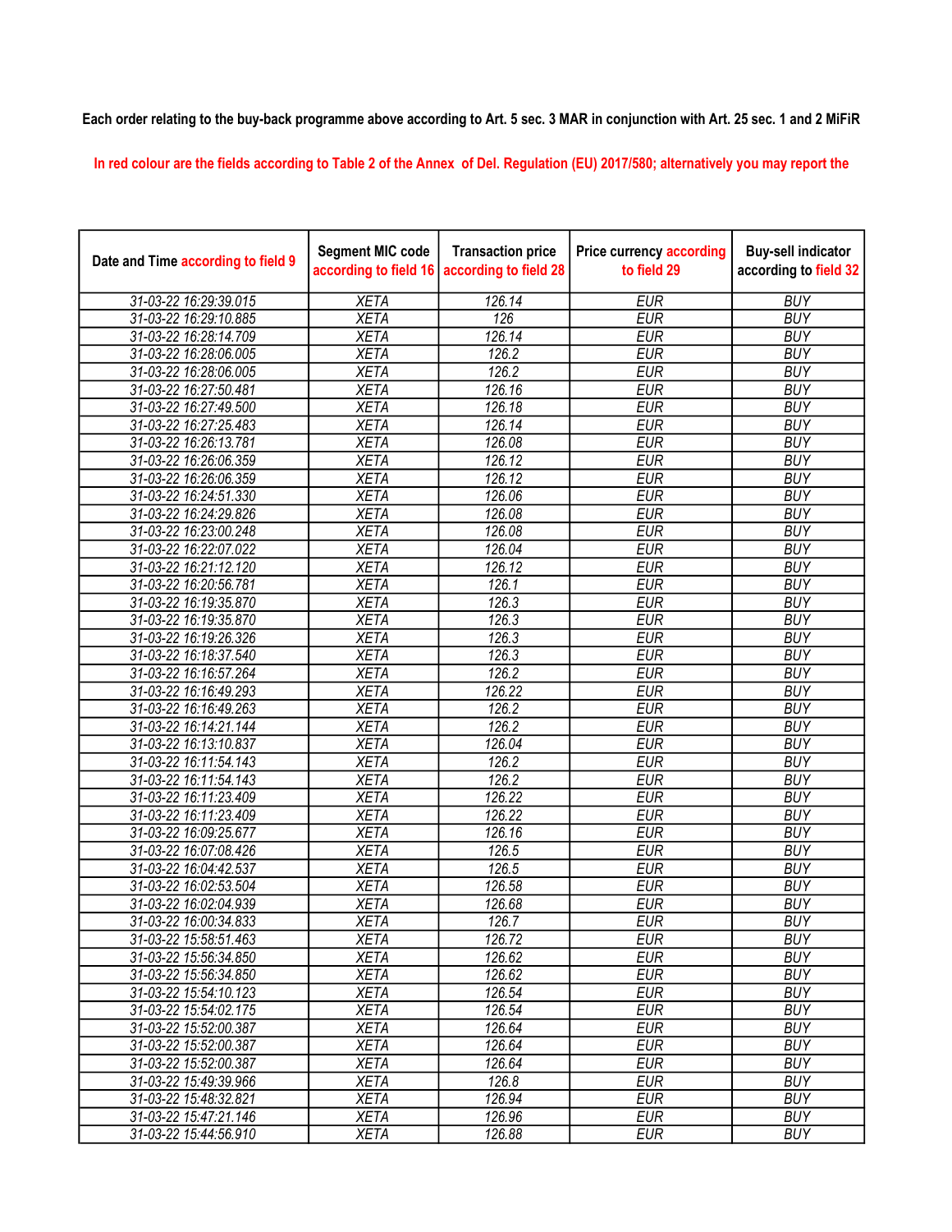**Each order relating to the buy-back programme above according to Art. 5 sec. 3 MAR in conjunction with Art. 25 sec. 1 and 2 MiFiR**

In red colour are the fields according to Table 2 of the Annex of Del. Regulation (EU) 2017/580; alternatively you may report the

| Date and Time according to field 9 | Segment MIC code according to field 16 | Transaction price according to field 28 | Price currency according to field 29 | Buy-sell indicator according to field 32 |
|---|---|---|---|---|
| 31-03-22 16:29:39.015 | XETA | 126.14 | EUR | BUY |
| 31-03-22 16:29:10.885 | XETA | 126 | EUR | BUY |
| 31-03-22 16:28:14.709 | XETA | 126.14 | EUR | BUY |
| 31-03-22 16:28:06.005 | XETA | 126.2 | EUR | BUY |
| 31-03-22 16:28:06.005 | XETA | 126.2 | EUR | BUY |
| 31-03-22 16:27:50.481 | XETA | 126.16 | EUR | BUY |
| 31-03-22 16:27:49.500 | XETA | 126.18 | EUR | BUY |
| 31-03-22 16:27:25.483 | XETA | 126.14 | EUR | BUY |
| 31-03-22 16:26:13.781 | XETA | 126.08 | EUR | BUY |
| 31-03-22 16:26:06.359 | XETA | 126.12 | EUR | BUY |
| 31-03-22 16:26:06.359 | XETA | 126.12 | EUR | BUY |
| 31-03-22 16:24:51.330 | XETA | 126.06 | EUR | BUY |
| 31-03-22 16:24:29.826 | XETA | 126.08 | EUR | BUY |
| 31-03-22 16:23:00.248 | XETA | 126.08 | EUR | BUY |
| 31-03-22 16:22:07.022 | XETA | 126.04 | EUR | BUY |
| 31-03-22 16:21:12.120 | XETA | 126.12 | EUR | BUY |
| 31-03-22 16:20:56.781 | XETA | 126.1 | EUR | BUY |
| 31-03-22 16:19:35.870 | XETA | 126.3 | EUR | BUY |
| 31-03-22 16:19:35.870 | XETA | 126.3 | EUR | BUY |
| 31-03-22 16:19:26.326 | XETA | 126.3 | EUR | BUY |
| 31-03-22 16:18:37.540 | XETA | 126.3 | EUR | BUY |
| 31-03-22 16:16:57.264 | XETA | 126.2 | EUR | BUY |
| 31-03-22 16:16:49.293 | XETA | 126.22 | EUR | BUY |
| 31-03-22 16:16:49.263 | XETA | 126.2 | EUR | BUY |
| 31-03-22 16:14:21.144 | XETA | 126.2 | EUR | BUY |
| 31-03-22 16:13:10.837 | XETA | 126.04 | EUR | BUY |
| 31-03-22 16:11:54.143 | XETA | 126.2 | EUR | BUY |
| 31-03-22 16:11:54.143 | XETA | 126.2 | EUR | BUY |
| 31-03-22 16:11:23.409 | XETA | 126.22 | EUR | BUY |
| 31-03-22 16:11:23.409 | XETA | 126.22 | EUR | BUY |
| 31-03-22 16:09:25.677 | XETA | 126.16 | EUR | BUY |
| 31-03-22 16:07:08.426 | XETA | 126.5 | EUR | BUY |
| 31-03-22 16:04:42.537 | XETA | 126.5 | EUR | BUY |
| 31-03-22 16:02:53.504 | XETA | 126.58 | EUR | BUY |
| 31-03-22 16:02:04.939 | XETA | 126.68 | EUR | BUY |
| 31-03-22 16:00:34.833 | XETA | 126.7 | EUR | BUY |
| 31-03-22 15:58:51.463 | XETA | 126.72 | EUR | BUY |
| 31-03-22 15:56:34.850 | XETA | 126.62 | EUR | BUY |
| 31-03-22 15:56:34.850 | XETA | 126.62 | EUR | BUY |
| 31-03-22 15:54:10.123 | XETA | 126.54 | EUR | BUY |
| 31-03-22 15:54:02.175 | XETA | 126.54 | EUR | BUY |
| 31-03-22 15:52:00.387 | XETA | 126.64 | EUR | BUY |
| 31-03-22 15:52:00.387 | XETA | 126.64 | EUR | BUY |
| 31-03-22 15:52:00.387 | XETA | 126.64 | EUR | BUY |
| 31-03-22 15:49:39.966 | XETA | 126.8 | EUR | BUY |
| 31-03-22 15:48:32.821 | XETA | 126.94 | EUR | BUY |
| 31-03-22 15:47:21.146 | XETA | 126.96 | EUR | BUY |
| 31-03-22 15:44:56.910 | XETA | 126.88 | EUR | BUY |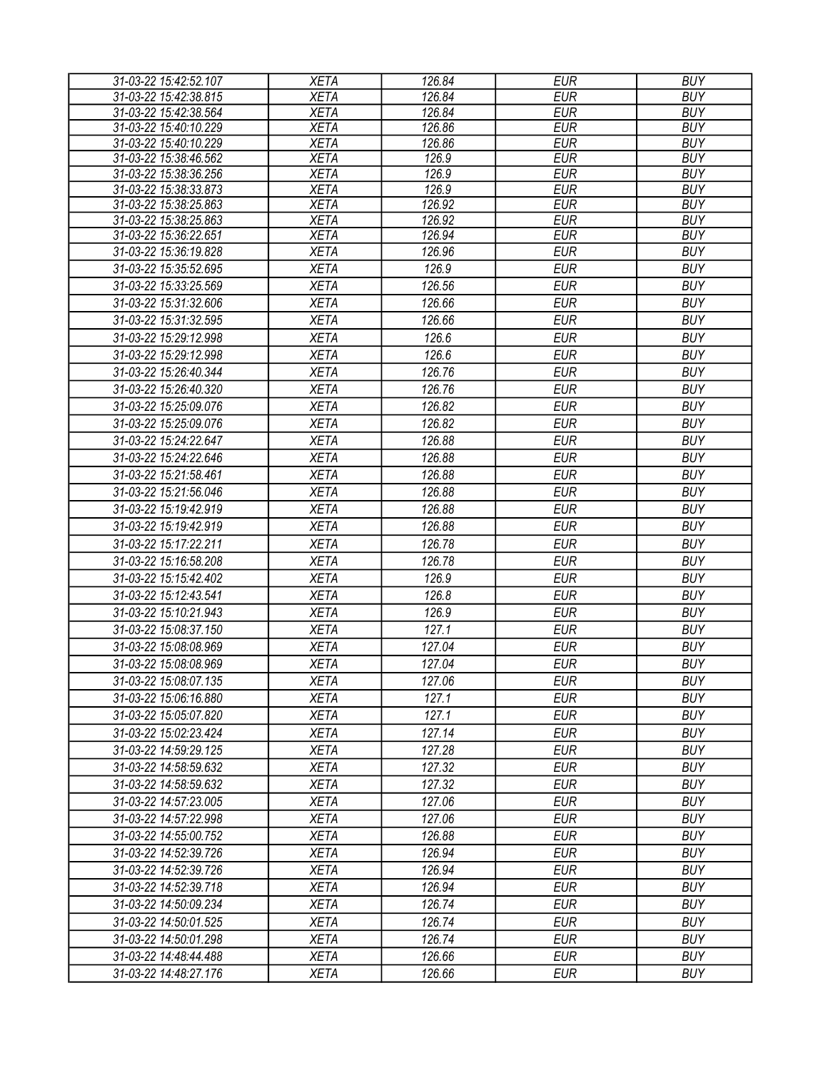| 31-03-22 15:42:52.107 | XETA | 126.84 | EUR | BUY |
|---|---|---|---|---|
| 31-03-22 15:42:38.815 | XETA | 126.84 | EUR | BUY |
| 31-03-22 15:42:38.564 | XETA | 126.84 | EUR | BUY |
| 31-03-22 15:40:10.229 | XETA | 126.86 | EUR | BUY |
| 31-03-22 15:40:10.229 | XETA | 126.86 | EUR | BUY |
| 31-03-22 15:38:46.562 | XETA | 126.9 | EUR | BUY |
| 31-03-22 15:38:36.256 | XETA | 126.9 | EUR | BUY |
| 31-03-22 15:38:33.873 | XETA | 126.9 | EUR | BUY |
| 31-03-22 15:38:25.863 | XETA | 126.92 | EUR | BUY |
| 31-03-22 15:38:25.863 | XETA | 126.92 | EUR | BUY |
| 31-03-22 15:36:22.651 | XETA | 126.94 | EUR | BUY |
| 31-03-22 15:36:19.828 | XETA | 126.96 | EUR | BUY |
| 31-03-22 15:35:52.695 | XETA | 126.9 | EUR | BUY |
| 31-03-22 15:33:25.569 | XETA | 126.56 | EUR | BUY |
| 31-03-22 15:31:32.606 | XETA | 126.66 | EUR | BUY |
| 31-03-22 15:31:32.595 | XETA | 126.66 | EUR | BUY |
| 31-03-22 15:29:12.998 | XETA | 126.6 | EUR | BUY |
| 31-03-22 15:29:12.998 | XETA | 126.6 | EUR | BUY |
| 31-03-22 15:26:40.344 | XETA | 126.76 | EUR | BUY |
| 31-03-22 15:26:40.320 | XETA | 126.76 | EUR | BUY |
| 31-03-22 15:25:09.076 | XETA | 126.82 | EUR | BUY |
| 31-03-22 15:25:09.076 | XETA | 126.82 | EUR | BUY |
| 31-03-22 15:24:22.647 | XETA | 126.88 | EUR | BUY |
| 31-03-22 15:24:22.646 | XETA | 126.88 | EUR | BUY |
| 31-03-22 15:21:58.461 | XETA | 126.88 | EUR | BUY |
| 31-03-22 15:21:56.046 | XETA | 126.88 | EUR | BUY |
| 31-03-22 15:19:42.919 | XETA | 126.88 | EUR | BUY |
| 31-03-22 15:19:42.919 | XETA | 126.88 | EUR | BUY |
| 31-03-22 15:17:22.211 | XETA | 126.78 | EUR | BUY |
| 31-03-22 15:16:58.208 | XETA | 126.78 | EUR | BUY |
| 31-03-22 15:15:42.402 | XETA | 126.9 | EUR | BUY |
| 31-03-22 15:12:43.541 | XETA | 126.8 | EUR | BUY |
| 31-03-22 15:10:21.943 | XETA | 126.9 | EUR | BUY |
| 31-03-22 15:08:37.150 | XETA | 127.1 | EUR | BUY |
| 31-03-22 15:08:08.969 | XETA | 127.04 | EUR | BUY |
| 31-03-22 15:08:08.969 | XETA | 127.04 | EUR | BUY |
| 31-03-22 15:08:07.135 | XETA | 127.06 | EUR | BUY |
| 31-03-22 15:06:16.880 | XETA | 127.1 | EUR | BUY |
| 31-03-22 15:05:07.820 | XETA | 127.1 | EUR | BUY |
| 31-03-22 15:02:23.424 | XETA | 127.14 | EUR | BUY |
| 31-03-22 14:59:29.125 | XETA | 127.28 | EUR | BUY |
| 31-03-22 14:58:59.632 | XETA | 127.32 | EUR | BUY |
| 31-03-22 14:58:59.632 | XETA | 127.32 | EUR | BUY |
| 31-03-22 14:57:23.005 | XETA | 127.06 | EUR | BUY |
| 31-03-22 14:57:22.998 | XETA | 127.06 | EUR | BUY |
| 31-03-22 14:55:00.752 | XETA | 126.88 | EUR | BUY |
| 31-03-22 14:52:39.726 | XETA | 126.94 | EUR | BUY |
| 31-03-22 14:52:39.726 | XETA | 126.94 | EUR | BUY |
| 31-03-22 14:52:39.718 | XETA | 126.94 | EUR | BUY |
| 31-03-22 14:50:09.234 | XETA | 126.74 | EUR | BUY |
| 31-03-22 14:50:01.525 | XETA | 126.74 | EUR | BUY |
| 31-03-22 14:50:01.298 | XETA | 126.74 | EUR | BUY |
| 31-03-22 14:48:44.488 | XETA | 126.66 | EUR | BUY |
| 31-03-22 14:48:27.176 | XETA | 126.66 | EUR | BUY |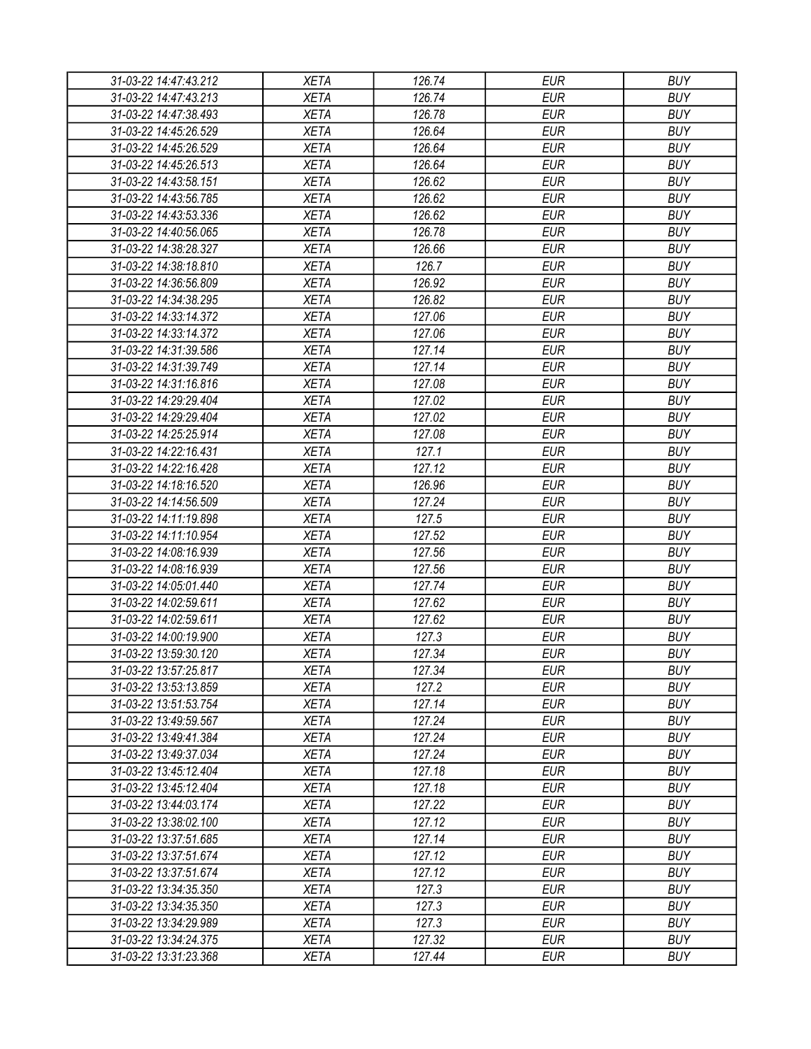| 31-03-22 14:47:43.212 | XETA | 126.74 | EUR | BUY |
|---|---|---|---|---|
| 31-03-22 14:47:43.213 | XETA | 126.74 | EUR | BUY |
| 31-03-22 14:47:38.493 | XETA | 126.78 | EUR | BUY |
| 31-03-22 14:45:26.529 | XETA | 126.64 | EUR | BUY |
| 31-03-22 14:45:26.529 | XETA | 126.64 | EUR | BUY |
| 31-03-22 14:45:26.513 | XETA | 126.64 | EUR | BUY |
| 31-03-22 14:43:58.151 | XETA | 126.62 | EUR | BUY |
| 31-03-22 14:43:56.785 | XETA | 126.62 | EUR | BUY |
| 31-03-22 14:43:53.336 | XETA | 126.62 | EUR | BUY |
| 31-03-22 14:40:56.065 | XETA | 126.78 | EUR | BUY |
| 31-03-22 14:38:28.327 | XETA | 126.66 | EUR | BUY |
| 31-03-22 14:38:18.810 | XETA | 126.7 | EUR | BUY |
| 31-03-22 14:36:56.809 | XETA | 126.92 | EUR | BUY |
| 31-03-22 14:34:38.295 | XETA | 126.82 | EUR | BUY |
| 31-03-22 14:33:14.372 | XETA | 127.06 | EUR | BUY |
| 31-03-22 14:33:14.372 | XETA | 127.06 | EUR | BUY |
| 31-03-22 14:31:39.586 | XETA | 127.14 | EUR | BUY |
| 31-03-22 14:31:39.749 | XETA | 127.14 | EUR | BUY |
| 31-03-22 14:31:16.816 | XETA | 127.08 | EUR | BUY |
| 31-03-22 14:29:29.404 | XETA | 127.02 | EUR | BUY |
| 31-03-22 14:29:29.404 | XETA | 127.02 | EUR | BUY |
| 31-03-22 14:25:25.914 | XETA | 127.08 | EUR | BUY |
| 31-03-22 14:22:16.431 | XETA | 127.1 | EUR | BUY |
| 31-03-22 14:22:16.428 | XETA | 127.12 | EUR | BUY |
| 31-03-22 14:18:16.520 | XETA | 126.96 | EUR | BUY |
| 31-03-22 14:14:56.509 | XETA | 127.24 | EUR | BUY |
| 31-03-22 14:11:19.898 | XETA | 127.5 | EUR | BUY |
| 31-03-22 14:11:10.954 | XETA | 127.52 | EUR | BUY |
| 31-03-22 14:08:16.939 | XETA | 127.56 | EUR | BUY |
| 31-03-22 14:08:16.939 | XETA | 127.56 | EUR | BUY |
| 31-03-22 14:05:01.440 | XETA | 127.74 | EUR | BUY |
| 31-03-22 14:02:59.611 | XETA | 127.62 | EUR | BUY |
| 31-03-22 14:02:59.611 | XETA | 127.62 | EUR | BUY |
| 31-03-22 14:00:19.900 | XETA | 127.3 | EUR | BUY |
| 31-03-22 13:59:30.120 | XETA | 127.34 | EUR | BUY |
| 31-03-22 13:57:25.817 | XETA | 127.34 | EUR | BUY |
| 31-03-22 13:53:13.859 | XETA | 127.2 | EUR | BUY |
| 31-03-22 13:51:53.754 | XETA | 127.14 | EUR | BUY |
| 31-03-22 13:49:59.567 | XETA | 127.24 | EUR | BUY |
| 31-03-22 13:49:41.384 | XETA | 127.24 | EUR | BUY |
| 31-03-22 13:49:37.034 | XETA | 127.24 | EUR | BUY |
| 31-03-22 13:45:12.404 | XETA | 127.18 | EUR | BUY |
| 31-03-22 13:45:12.404 | XETA | 127.18 | EUR | BUY |
| 31-03-22 13:44:03.174 | XETA | 127.22 | EUR | BUY |
| 31-03-22 13:38:02.100 | XETA | 127.12 | EUR | BUY |
| 31-03-22 13:37:51.685 | XETA | 127.14 | EUR | BUY |
| 31-03-22 13:37:51.674 | XETA | 127.12 | EUR | BUY |
| 31-03-22 13:37:51.674 | XETA | 127.12 | EUR | BUY |
| 31-03-22 13:34:35.350 | XETA | 127.3 | EUR | BUY |
| 31-03-22 13:34:35.350 | XETA | 127.3 | EUR | BUY |
| 31-03-22 13:34:29.989 | XETA | 127.3 | EUR | BUY |
| 31-03-22 13:34:24.375 | XETA | 127.32 | EUR | BUY |
| 31-03-22 13:31:23.368 | XETA | 127.44 | EUR | BUY |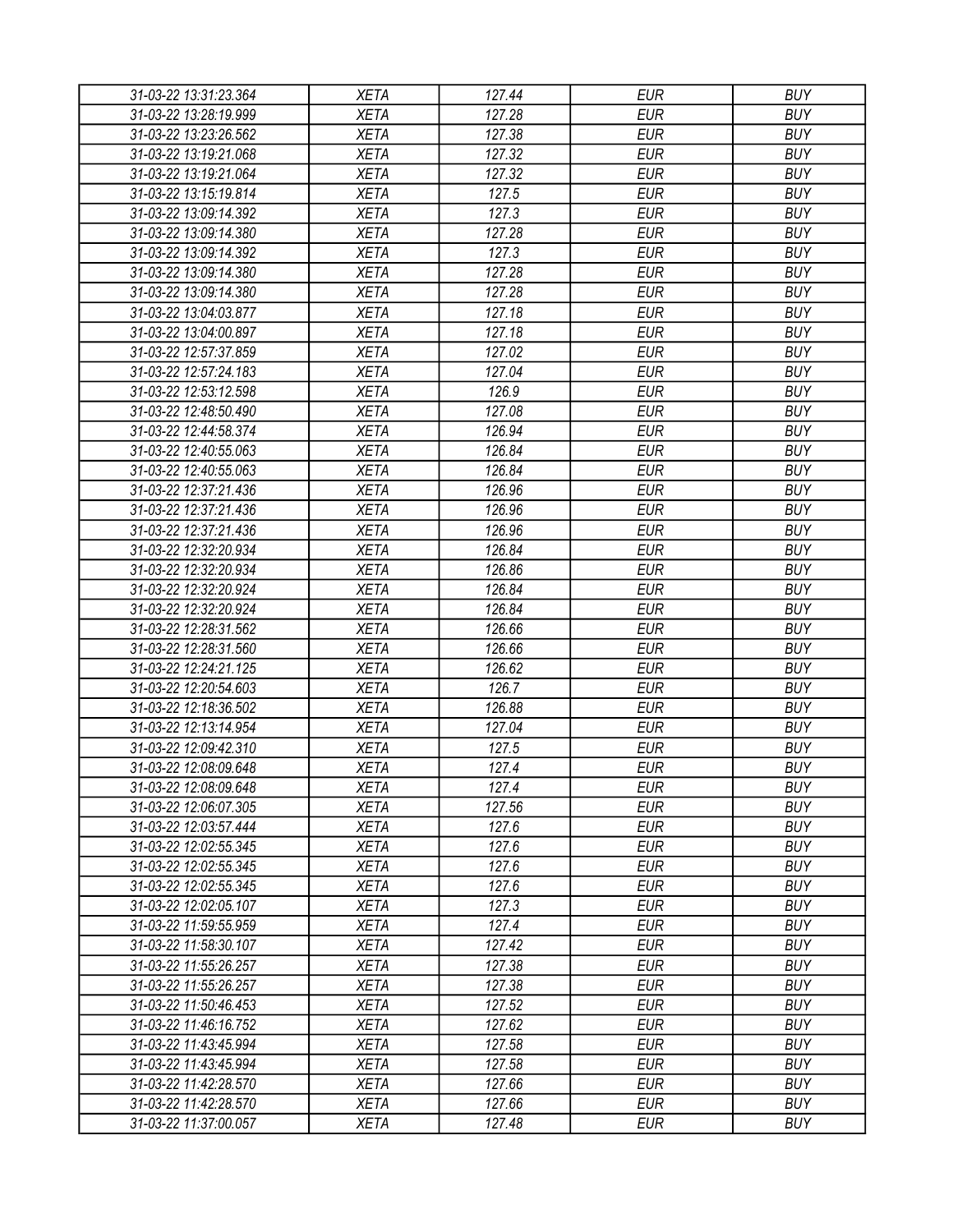| 31-03-22 13:31:23.364 | XETA | 127.44 | EUR | BUY |
|---|---|---|---|---|
| 31-03-22 13:28:19.999 | XETA | 127.28 | EUR | BUY |
| 31-03-22 13:23:26.562 | XETA | 127.38 | EUR | BUY |
| 31-03-22 13:19:21.068 | XETA | 127.32 | EUR | BUY |
| 31-03-22 13:19:21.064 | XETA | 127.32 | EUR | BUY |
| 31-03-22 13:15:19.814 | XETA | 127.5 | EUR | BUY |
| 31-03-22 13:09:14.392 | XETA | 127.3 | EUR | BUY |
| 31-03-22 13:09:14.380 | XETA | 127.28 | EUR | BUY |
| 31-03-22 13:09:14.392 | XETA | 127.3 | EUR | BUY |
| 31-03-22 13:09:14.380 | XETA | 127.28 | EUR | BUY |
| 31-03-22 13:09:14.380 | XETA | 127.28 | EUR | BUY |
| 31-03-22 13:04:03.877 | XETA | 127.18 | EUR | BUY |
| 31-03-22 13:04:00.897 | XETA | 127.18 | EUR | BUY |
| 31-03-22 12:57:37.859 | XETA | 127.02 | EUR | BUY |
| 31-03-22 12:57:24.183 | XETA | 127.04 | EUR | BUY |
| 31-03-22 12:53:12.598 | XETA | 126.9 | EUR | BUY |
| 31-03-22 12:48:50.490 | XETA | 127.08 | EUR | BUY |
| 31-03-22 12:44:58.374 | XETA | 126.94 | EUR | BUY |
| 31-03-22 12:40:55.063 | XETA | 126.84 | EUR | BUY |
| 31-03-22 12:40:55.063 | XETA | 126.84 | EUR | BUY |
| 31-03-22 12:37:21.436 | XETA | 126.96 | EUR | BUY |
| 31-03-22 12:37:21.436 | XETA | 126.96 | EUR | BUY |
| 31-03-22 12:37:21.436 | XETA | 126.96 | EUR | BUY |
| 31-03-22 12:32:20.934 | XETA | 126.84 | EUR | BUY |
| 31-03-22 12:32:20.934 | XETA | 126.86 | EUR | BUY |
| 31-03-22 12:32:20.924 | XETA | 126.84 | EUR | BUY |
| 31-03-22 12:32:20.924 | XETA | 126.84 | EUR | BUY |
| 31-03-22 12:28:31.562 | XETA | 126.66 | EUR | BUY |
| 31-03-22 12:28:31.560 | XETA | 126.66 | EUR | BUY |
| 31-03-22 12:24:21.125 | XETA | 126.62 | EUR | BUY |
| 31-03-22 12:20:54.603 | XETA | 126.7 | EUR | BUY |
| 31-03-22 12:18:36.502 | XETA | 126.88 | EUR | BUY |
| 31-03-22 12:13:14.954 | XETA | 127.04 | EUR | BUY |
| 31-03-22 12:09:42.310 | XETA | 127.5 | EUR | BUY |
| 31-03-22 12:08:09.648 | XETA | 127.4 | EUR | BUY |
| 31-03-22 12:08:09.648 | XETA | 127.4 | EUR | BUY |
| 31-03-22 12:06:07.305 | XETA | 127.56 | EUR | BUY |
| 31-03-22 12:03:57.444 | XETA | 127.6 | EUR | BUY |
| 31-03-22 12:02:55.345 | XETA | 127.6 | EUR | BUY |
| 31-03-22 12:02:55.345 | XETA | 127.6 | EUR | BUY |
| 31-03-22 12:02:55.345 | XETA | 127.6 | EUR | BUY |
| 31-03-22 12:02:05.107 | XETA | 127.3 | EUR | BUY |
| 31-03-22 11:59:55.959 | XETA | 127.4 | EUR | BUY |
| 31-03-22 11:58:30.107 | XETA | 127.42 | EUR | BUY |
| 31-03-22 11:55:26.257 | XETA | 127.38 | EUR | BUY |
| 31-03-22 11:55:26.257 | XETA | 127.38 | EUR | BUY |
| 31-03-22 11:50:46.453 | XETA | 127.52 | EUR | BUY |
| 31-03-22 11:46:16.752 | XETA | 127.62 | EUR | BUY |
| 31-03-22 11:43:45.994 | XETA | 127.58 | EUR | BUY |
| 31-03-22 11:43:45.994 | XETA | 127.58 | EUR | BUY |
| 31-03-22 11:42:28.570 | XETA | 127.66 | EUR | BUY |
| 31-03-22 11:42:28.570 | XETA | 127.66 | EUR | BUY |
| 31-03-22 11:37:00.057 | XETA | 127.48 | EUR | BUY |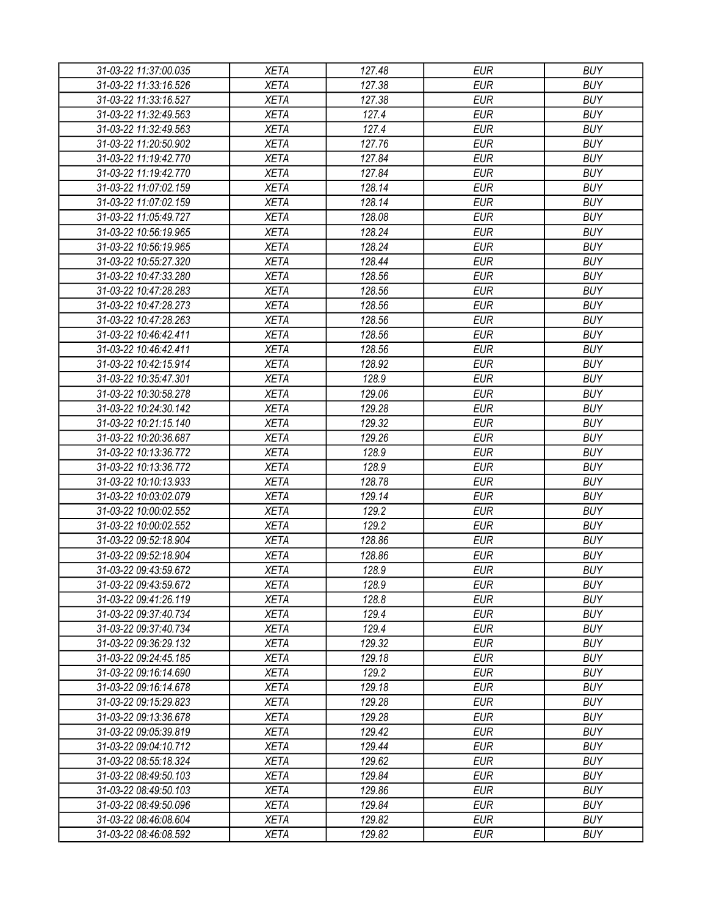| 31-03-22 11:37:00.035 | XETA | 127.48 | EUR | BUY |
|---|---|---|---|---|
| 31-03-22 11:33:16.526 | XETA | 127.38 | EUR | BUY |
| 31-03-22 11:33:16.527 | XETA | 127.38 | EUR | BUY |
| 31-03-22 11:32:49.563 | XETA | 127.4 | EUR | BUY |
| 31-03-22 11:32:49.563 | XETA | 127.4 | EUR | BUY |
| 31-03-22 11:20:50.902 | XETA | 127.76 | EUR | BUY |
| 31-03-22 11:19:42.770 | XETA | 127.84 | EUR | BUY |
| 31-03-22 11:19:42.770 | XETA | 127.84 | EUR | BUY |
| 31-03-22 11:07:02.159 | XETA | 128.14 | EUR | BUY |
| 31-03-22 11:07:02.159 | XETA | 128.14 | EUR | BUY |
| 31-03-22 11:05:49.727 | XETA | 128.08 | EUR | BUY |
| 31-03-22 10:56:19.965 | XETA | 128.24 | EUR | BUY |
| 31-03-22 10:56:19.965 | XETA | 128.24 | EUR | BUY |
| 31-03-22 10:55:27.320 | XETA | 128.44 | EUR | BUY |
| 31-03-22 10:47:33.280 | XETA | 128.56 | EUR | BUY |
| 31-03-22 10:47:28.283 | XETA | 128.56 | EUR | BUY |
| 31-03-22 10:47:28.273 | XETA | 128.56 | EUR | BUY |
| 31-03-22 10:47:28.263 | XETA | 128.56 | EUR | BUY |
| 31-03-22 10:46:42.411 | XETA | 128.56 | EUR | BUY |
| 31-03-22 10:46:42.411 | XETA | 128.56 | EUR | BUY |
| 31-03-22 10:42:15.914 | XETA | 128.92 | EUR | BUY |
| 31-03-22 10:35:47.301 | XETA | 128.9 | EUR | BUY |
| 31-03-22 10:30:58.278 | XETA | 129.06 | EUR | BUY |
| 31-03-22 10:24:30.142 | XETA | 129.28 | EUR | BUY |
| 31-03-22 10:21:15.140 | XETA | 129.32 | EUR | BUY |
| 31-03-22 10:20:36.687 | XETA | 129.26 | EUR | BUY |
| 31-03-22 10:13:36.772 | XETA | 128.9 | EUR | BUY |
| 31-03-22 10:13:36.772 | XETA | 128.9 | EUR | BUY |
| 31-03-22 10:10:13.933 | XETA | 128.78 | EUR | BUY |
| 31-03-22 10:03:02.079 | XETA | 129.14 | EUR | BUY |
| 31-03-22 10:00:02.552 | XETA | 129.2 | EUR | BUY |
| 31-03-22 10:00:02.552 | XETA | 129.2 | EUR | BUY |
| 31-03-22 09:52:18.904 | XETA | 128.86 | EUR | BUY |
| 31-03-22 09:52:18.904 | XETA | 128.86 | EUR | BUY |
| 31-03-22 09:43:59.672 | XETA | 128.9 | EUR | BUY |
| 31-03-22 09:43:59.672 | XETA | 128.9 | EUR | BUY |
| 31-03-22 09:41:26.119 | XETA | 128.8 | EUR | BUY |
| 31-03-22 09:37:40.734 | XETA | 129.4 | EUR | BUY |
| 31-03-22 09:37:40.734 | XETA | 129.4 | EUR | BUY |
| 31-03-22 09:36:29.132 | XETA | 129.32 | EUR | BUY |
| 31-03-22 09:24:45.185 | XETA | 129.18 | EUR | BUY |
| 31-03-22 09:16:14.690 | XETA | 129.2 | EUR | BUY |
| 31-03-22 09:16:14.678 | XETA | 129.18 | EUR | BUY |
| 31-03-22 09:15:29.823 | XETA | 129.28 | EUR | BUY |
| 31-03-22 09:13:36.678 | XETA | 129.28 | EUR | BUY |
| 31-03-22 09:05:39.819 | XETA | 129.42 | EUR | BUY |
| 31-03-22 09:04:10.712 | XETA | 129.44 | EUR | BUY |
| 31-03-22 08:55:18.324 | XETA | 129.62 | EUR | BUY |
| 31-03-22 08:49:50.103 | XETA | 129.84 | EUR | BUY |
| 31-03-22 08:49:50.103 | XETA | 129.86 | EUR | BUY |
| 31-03-22 08:49:50.096 | XETA | 129.84 | EUR | BUY |
| 31-03-22 08:46:08.604 | XETA | 129.82 | EUR | BUY |
| 31-03-22 08:46:08.592 | XETA | 129.82 | EUR | BUY |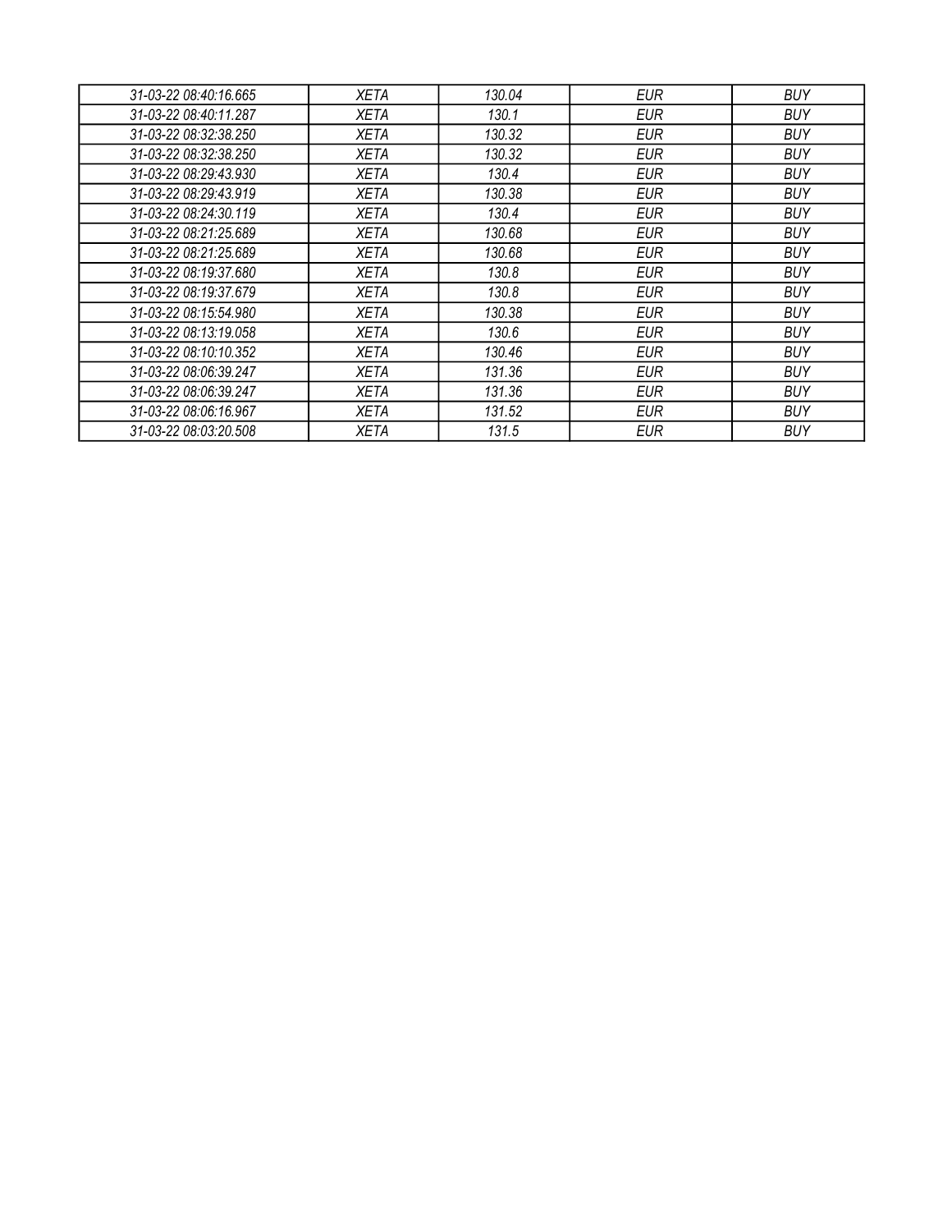| | | | | |
|---|---|---|---|---|
| *31-03-22 08:40:16.665* | *XETA* | *130.04* | *EUR* | *BUY* |
| *31-03-22 08:40:11.287* | *XETA* | *130.1* | *EUR* | *BUY* |
| *31-03-22 08:32:38.250* | *XETA* | *130.32* | *EUR* | *BUY* |
| *31-03-22 08:32:38.250* | *XETA* | *130.32* | *EUR* | *BUY* |
| *31-03-22 08:29:43.930* | *XETA* | *130.4* | *EUR* | *BUY* |
| *31-03-22 08:29:43.919* | *XETA* | *130.38* | *EUR* | *BUY* |
| *31-03-22 08:24:30.119* | *XETA* | *130.4* | *EUR* | *BUY* |
| *31-03-22 08:21:25.689* | *XETA* | *130.68* | *EUR* | *BUY* |
| *31-03-22 08:21:25.689* | *XETA* | *130.68* | *EUR* | *BUY* |
| *31-03-22 08:19:37.680* | *XETA* | *130.8* | *EUR* | *BUY* |
| *31-03-22 08:19:37.679* | *XETA* | *130.8* | *EUR* | *BUY* |
| *31-03-22 08:15:54.980* | *XETA* | *130.38* | *EUR* | *BUY* |
| *31-03-22 08:13:19.058* | *XETA* | *130.6* | *EUR* | *BUY* |
| *31-03-22 08:10:10.352* | *XETA* | *130.46* | *EUR* | *BUY* |
| *31-03-22 08:06:39.247* | *XETA* | *131.36* | *EUR* | *BUY* |
| *31-03-22 08:06:39.247* | *XETA* | *131.36* | *EUR* | *BUY* |
| *31-03-22 08:06:16.967* | *XETA* | *131.52* | *EUR* | *BUY* |
| *31-03-22 08:03:20.508* | *XETA* | *131.5* | *EUR* | *BUY* |